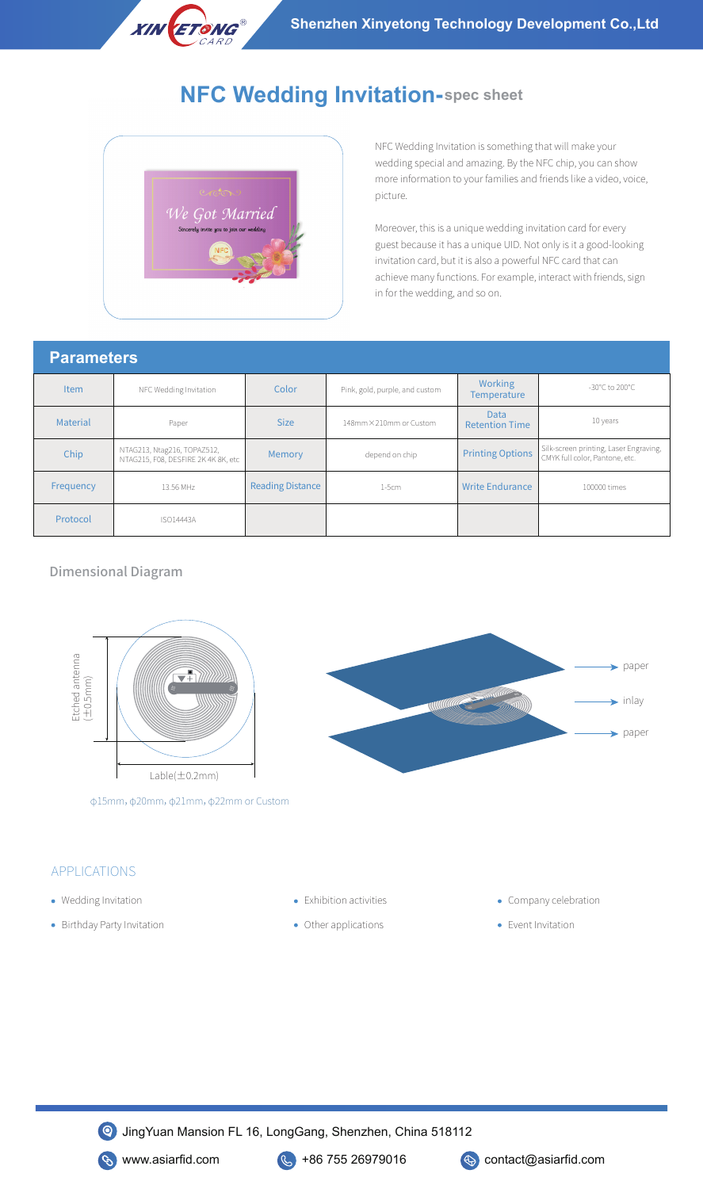Shenzhen Xinyetong Technology Development Co.,Ltd

# NFC Wedding Invitation-spec sheet

NFC Wedding Invitation is something that will make your wedding special and amazing. By the NFC chip, you can show more information to your families and friends like a video, voice, picture.

Moreover, this is a unique wedding invitation card for every guest because it has a unique UID. Not only is it a good-looking invitation card, but it is also a powerful NFC card that can achieve many functions. For example, interact with friends, sign in for the wedding, and so on.

## Parameters

| | | | | | |
|---|---|---|---|---|---|
| Item | NFC Wedding Invitation | Color | Pink, gold, purple, and custom | Working Temperature | -30°C to 200°C |
| Material | Paper | Size | 148mm×210mm or Custom | Data Retention Time | 10 years |
| Chip | NTAG213, Ntag216, TOPAZ512, NTAG215, F08, DESFIRE 2K 4K 8K, etc | Memory | depend on chip | Printing Options | Silk-screen printing, Laser Engraving, CMYK full color, Pantone, etc. |
| Frequency | 13.56 MHz | Reading Distance | 1-5cm | Write Endurance | 100000 times |
| Protocol | ISO14443A | | | | |

## Dimensional Diagram

Etched antenna (±0.5mm)

Lable(±0.2mm)

paper

inlay

paper

ϕ15mm, ϕ20mm, ϕ21mm, ϕ22mm or Custom

## APPLICATIONS

- Wedding Invitation
- Birthday Party Invitation
- Exhibition activities
- Other applications
- Company celebration
- Event Invitation

JingYuan Mansion FL 16, LongGang, Shenzhen, China 518112

www.asiarfid.com  +86 755 26979016  contact@asiarfid.com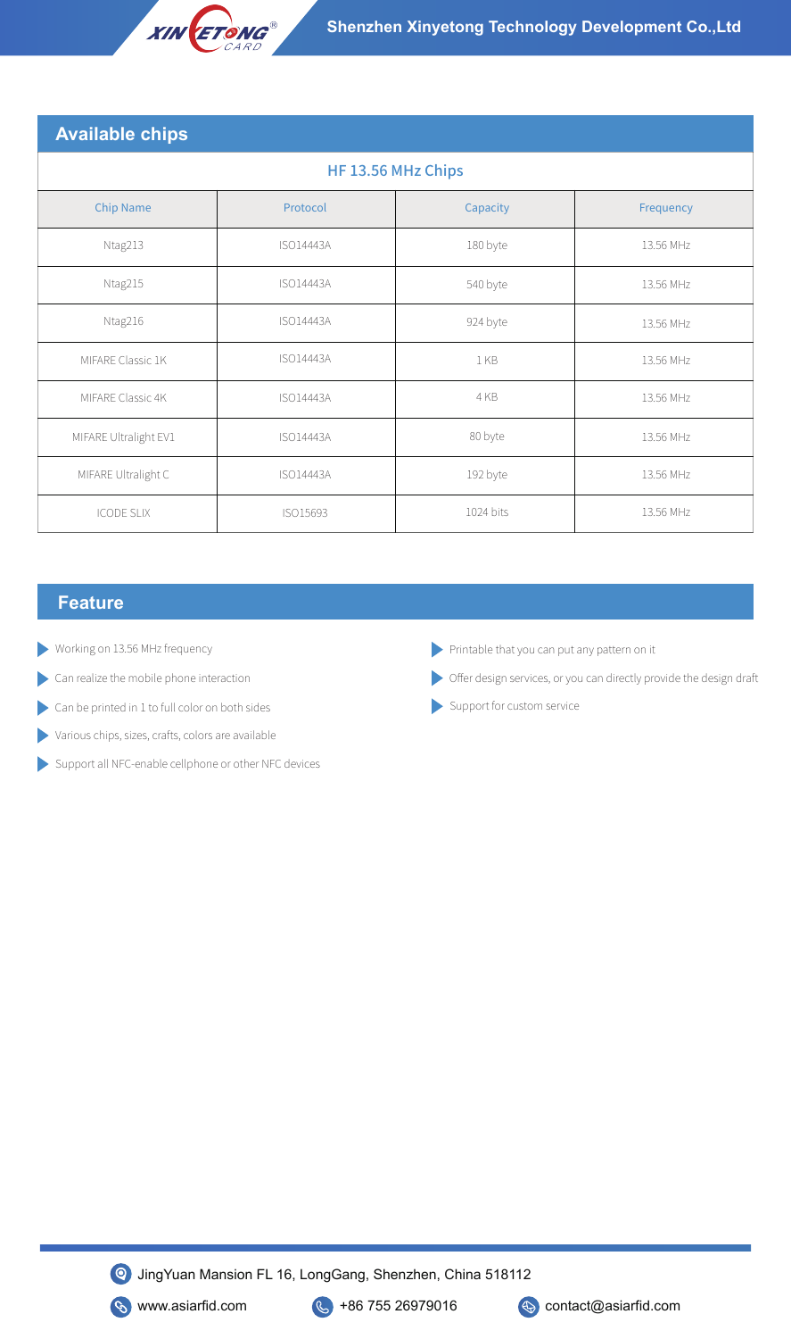## Available chips

### HF 13.56 MHz Chips

| Chip Name | Protocol | Capacity | Frequency |
|---|---|---|---|
| Ntag213 | ISO14443A | 180 byte | 13.56 MHz |
| Ntag215 | ISO14443A | 540 byte | 13.56 MHz |
| Ntag216 | ISO14443A | 924 byte | 13.56 MHz |
| MIFARE Classic 1K | ISO14443A | 1 KB | 13.56 MHz |
| MIFARE Classic 4K | ISO14443A | 4 KB | 13.56 MHz |
| MIFARE Ultralight EV1 | ISO14443A | 80 byte | 13.56 MHz |
| MIFARE Ultralight C | ISO14443A | 192 byte | 13.56 MHz |
| ICODE SLIX | ISO15693 | 1024 bits | 13.56 MHz |

## Feature

- Working on 13.56 MHz frequency
- Can realize the mobile phone interaction
- Can be printed in 1 to full color on both sides
- Various chips, sizes, crafts, colors are available
- Support all NFC-enable cellphone or other NFC devices
- Printable that you can put any pattern on it
- Offer design services, or you can directly provide the design draft
- Support for custom service